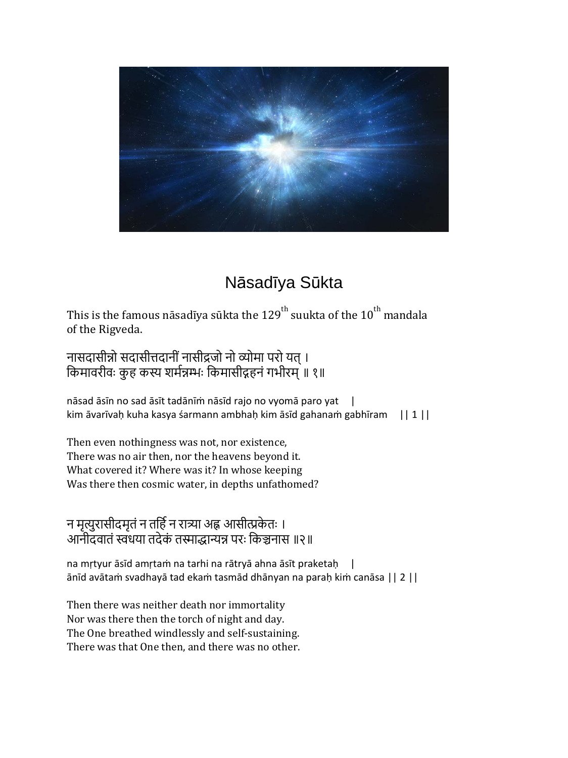# Nāsadīya Sūkta

This is the famous nāsadīya sūkta the 129th suukta of the 10th mandala of the Rigveda.

नासदासीन्नो सदासीत्तदानीं नासीद्रजो नो व्योमा परो यत् ।
किमावरीवः कुह कस्य शर्मन्नम्भः किमासीद्गहनं गभीरम् ॥ १॥

nāsad āsīn no sad āsīt tadānīṁ nāsīd rajo no vyomā paro yat |
kim āvarīvaḥ kuha kasya śarmann ambhaḥ kim āsīd gahanaṁ gabhīram || 1 ||

Then even nothingness was not, nor existence,
There was no air then, nor the heavens beyond it.
What covered it? Where was it? In whose keeping
Was there then cosmic water, in depths unfathomed?

न मृत्युरासीदमृतं न तर्हि न रात्र्या अह्न आसीत्प्रकेतः ।
आनीदवातं स्वधया तदेकं तस्माद्धान्यन्न परः किञ्चनास ॥२॥

na mṛtyur āsīd amṛtaṁ na tarhi na rātryā ahna āsīt praketaḥ |
ānīd avātaṁ svadhayā tad ekaṁ tasmād dhānyan na paraḥ kiṁ canāsa || 2 ||

Then there was neither death nor immortality
Nor was there then the torch of night and day.
The One breathed windlessly and self-sustaining.
There was that One then, and there was no other.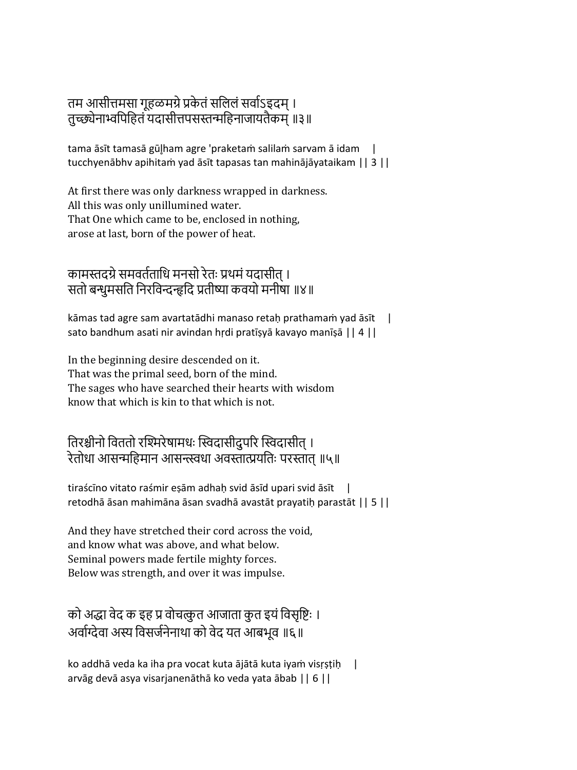तम आसीत्तमसा गूहळमग्रे प्रकेतं सलिलं सर्वाऽइदम् ।
तुच्छ्येनाभ्वपिहितं यदासीत्तपसस्तन्महिनाजायतैकम् ॥३॥

tama āsīt tamasā gūḻham agre 'praketaṁ salilaṁ sarvam ā idam |
tucchyenābhv apihitaṁ yad āsīt tapasas tan mahinājāyataikam || 3 ||

At first there was only darkness wrapped in darkness.
All this was only unillumined water.
That One which came to be, enclosed in nothing,
arose at last, born of the power of heat.

कामस्तदग्रे समवर्तताधि मनसो रेतः प्रथमं यदासीत् ।
सतो बन्धुमसति निरविन्दन्हृदि प्रतीष्या कवयो मनीषा ॥४॥

kāmas tad agre sam avartatādhi manaso retaḥ prathamaṁ yad āsīt |
sato bandhum asati nir avindan hṛdi pratīṣyā kavayo manīṣā || 4 ||

In the beginning desire descended on it.
That was the primal seed, born of the mind.
The sages who have searched their hearts with wisdom
know that which is kin to that which is not.

तिरश्चीनो विततो रश्मिरेषामधः स्विदासीदुपरि स्विदासीत् ।
रेतोधा आसन्महिमान आसन्त्स्वधा अवस्तात्प्रयतिः परस्तात् ॥५॥

tiraścīno vitato raśmir eṣām adhaḥ svid āsīd upari svid āsīt |
retodhā āsan mahimāna āsan svadhā avastāt prayatiḥ parastāt || 5 ||

And they have stretched their cord across the void,
and know what was above, and what below.
Seminal powers made fertile mighty forces.
Below was strength, and over it was impulse.

को अद्धा वेद क इह प्र वोचत्कुत आजाता कुत इयं विसृष्टिः ।
अर्वाग्देवा अस्य विसर्जनेनाथा को वेद यत आबभूव ॥६॥

ko addhā veda ka iha pra vocat kuta ājātā kuta iyaṁ visṛṣṭiḥ |
arvāg devā asya visarjanenāthā ko veda yata ābab || 6 ||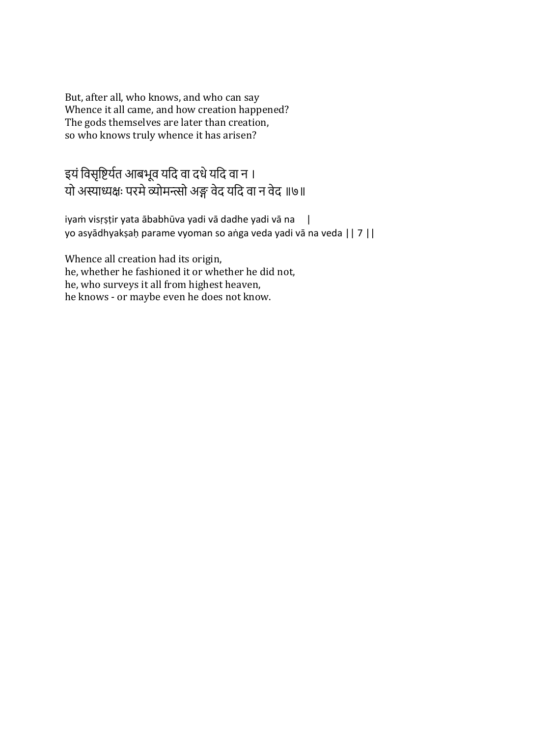But, after all, who knows, and who can say
Whence it all came, and how creation happened?
The gods themselves are later than creation,
so who knows truly whence it has arisen?

इयं विसृष्टिर्यत आबभूव यदि वा दधे यदि वा न ।
यो अस्याध्यक्षः परमे व्योमन्त्सो अङ्ग वेद यदि वा न वेद ॥७॥

iyaṁ visṛṣṭir yata ābabhūva yadi vā dadhe yadi vā na |
yo asyādhyakṣaḥ parame vyoman so aṅga veda yadi vā na veda || 7 ||

Whence all creation had its origin,
he, whether he fashioned it or whether he did not,
he, who surveys it all from highest heaven,
he knows - or maybe even he does not know.